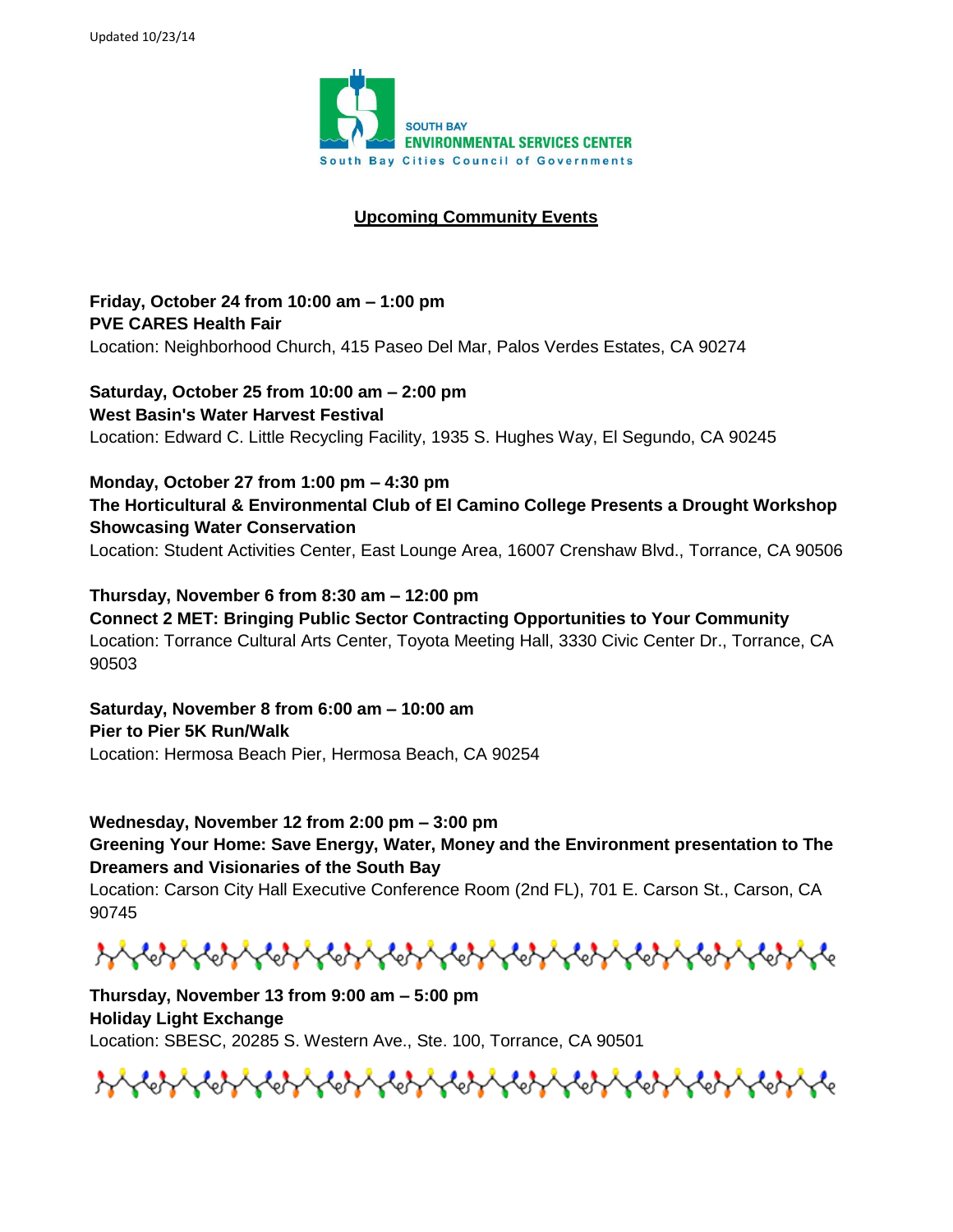Updated 10/23/14

SOUTH BAY
ENVIRONMENTAL SERVICES CENTER
South Bay Cities Council of Governments

## Upcoming Community Events

**Friday, October 24 from 10:00 am – 1:00 pm**
**PVE CARES Health Fair**
Location: Neighborhood Church, 415 Paseo Del Mar, Palos Verdes Estates, CA 90274

**Saturday, October 25 from 10:00 am – 2:00 pm**
**West Basin's Water Harvest Festival**
Location: Edward C. Little Recycling Facility, 1935 S. Hughes Way, El Segundo, CA 90245

**Monday, October 27 from 1:00 pm – 4:30 pm**
**The Horticultural & Environmental Club of El Camino College Presents a Drought Workshop Showcasing Water Conservation**
Location: Student Activities Center, East Lounge Area, 16007 Crenshaw Blvd., Torrance, CA 90506

**Thursday, November 6 from 8:30 am – 12:00 pm**
**Connect 2 MET: Bringing Public Sector Contracting Opportunities to Your Community**
Location: Torrance Cultural Arts Center, Toyota Meeting Hall, 3330 Civic Center Dr., Torrance, CA 90503

**Saturday, November 8 from 6:00 am – 10:00 am**
**Pier to Pier 5K Run/Walk**
Location: Hermosa Beach Pier, Hermosa Beach, CA 90254

**Wednesday, November 12 from 2:00 pm – 3:00 pm**
**Greening Your Home: Save Energy, Water, Money and the Environment presentation to The Dreamers and Visionaries of the South Bay**
Location: Carson City Hall Executive Conference Room (2nd FL), 701 E. Carson St., Carson, CA 90745

**Thursday, November 13 from 9:00 am – 5:00 pm**
**Holiday Light Exchange**
Location: SBESC, 20285 S. Western Ave., Ste. 100, Torrance, CA 90501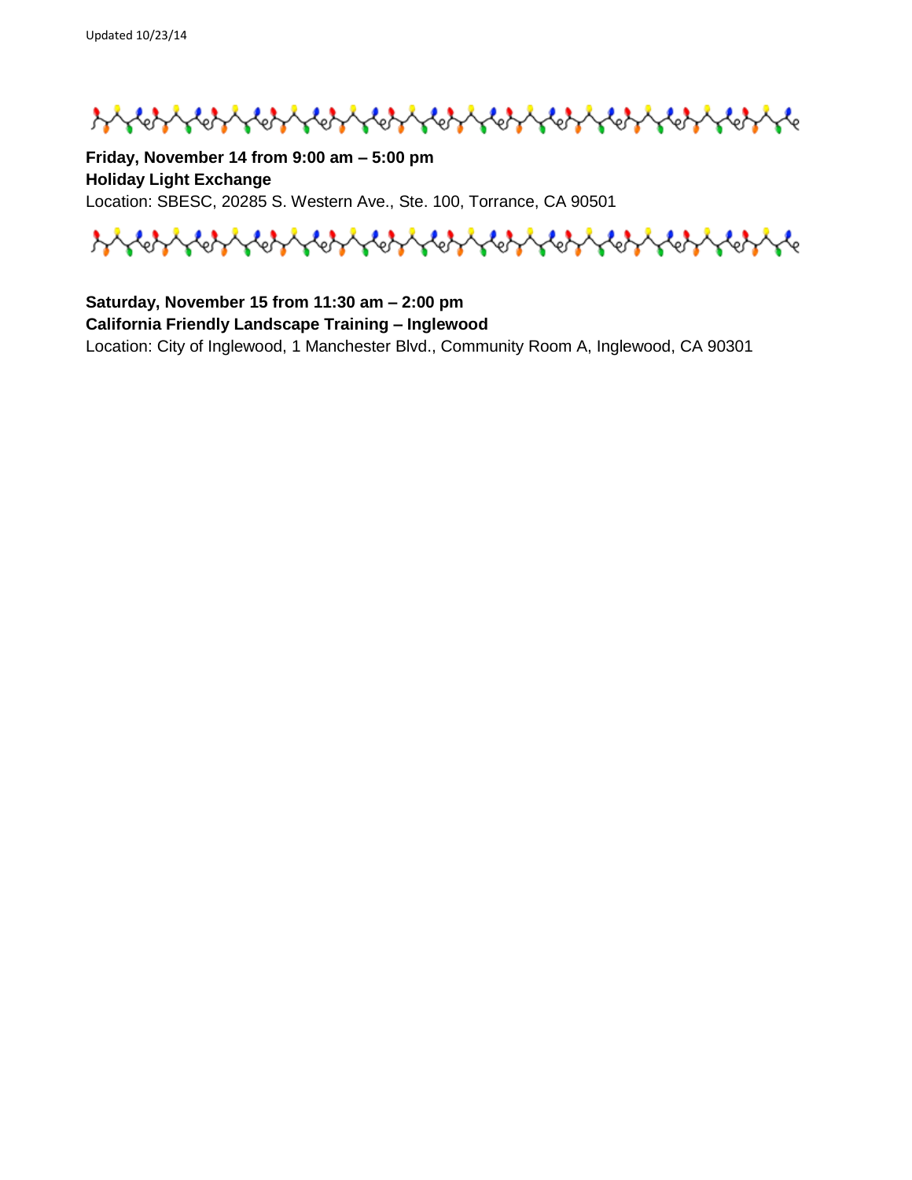Updated 10/23/14

**Friday, November 14 from 9:00 am – 5:00 pm**
**Holiday Light Exchange**
Location: SBESC, 20285 S. Western Ave., Ste. 100, Torrance, CA 90501

**Saturday, November 15 from 11:30 am – 2:00 pm**
**California Friendly Landscape Training – Inglewood**
Location: City of Inglewood, 1 Manchester Blvd., Community Room A, Inglewood, CA 90301